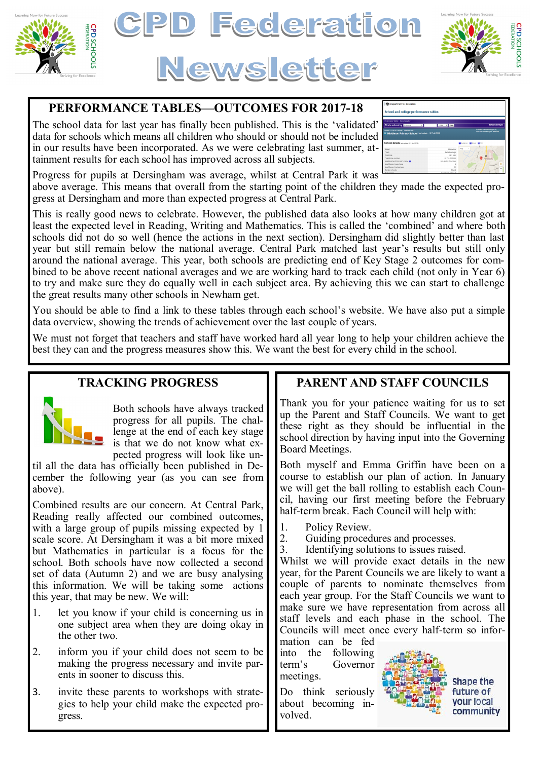# CPD Federation Newsletter

## PERFORMANCE TABLES—OUTCOMES FOR 2017-18

The school data for last year has finally been published. This is the 'validated' data for schools which means all children who should or should not be included in our results have been incorporated. As we were celebrating last summer, attainment results for each school has improved across all subjects.

Progress for pupils at Dersingham was average, whilst at Central Park it was above average. This means that overall from the starting point of the children they made the expected progress at Dersingham and more than expected progress at Central Park.

This is really good news to celebrate. However, the published data also looks at how many children got at least the expected level in Reading, Writing and Mathematics. This is called the 'combined' and where both schools did not do so well (hence the actions in the next section). Dersingham did slightly better than last year but still remain below the national average. Central Park matched last year's results but still only around the national average. This year, both schools are predicting end of Key Stage 2 outcomes for combined to be above recent national averages and we are working hard to track each child (not only in Year 6) to try and make sure they do equally well in each subject area. By achieving this we can start to challenge the great results many other schools in Newham get.

You should be able to find a link to these tables through each school's website. We have also put a simple data overview, showing the trends of achievement over the last couple of years.

We must not forget that teachers and staff have worked hard all year long to help your children achieve the best they can and the progress measures show this. We want the best for every child in the school.

## TRACKING PROGRESS

Both schools have always tracked progress for all pupils. The challenge at the end of each key stage is that we do not know what expected progress will look like until all the data has officially been published in December the following year (as you can see from above).

Combined results are our concern. At Central Park, Reading really affected our combined outcomes, with a large group of pupils missing expected by 1 scale score. At Dersingham it was a bit more mixed but Mathematics in particular is a focus for the school. Both schools have now collected a second set of data (Autumn 2) and we are busy analysing this information. We will be taking some actions this year, that may be new. We will:

1. let you know if your child is concerning us in one subject area when they are doing okay in the other two.
2. inform you if your child does not seem to be making the progress necessary and invite parents in sooner to discuss this.
3. invite these parents to workshops with strategies to help your child make the expected progress.

## PARENT AND STAFF COUNCILS

Thank you for your patience waiting for us to set up the Parent and Staff Councils. We want to get these right as they should be influential in the school direction by having input into the Governing Board Meetings.

Both myself and Emma Griffin have been on a course to establish our plan of action. In January we will get the ball rolling to establish each Council, having our first meeting before the February half-term break. Each Council will help with:

1. Policy Review.
2. Guiding procedures and processes.
3. Identifying solutions to issues raised.

Whilst we will provide exact details in the new year, for the Parent Councils we are likely to want a couple of parents to nominate themselves from each year group. For the Staff Councils we want to make sure we have representation from across all staff levels and each phase in the school. The Councils will meet once every half-term so information can be fed into the following term's Governor meetings.

Do think seriously about becoming involved.

Shape the future of your local community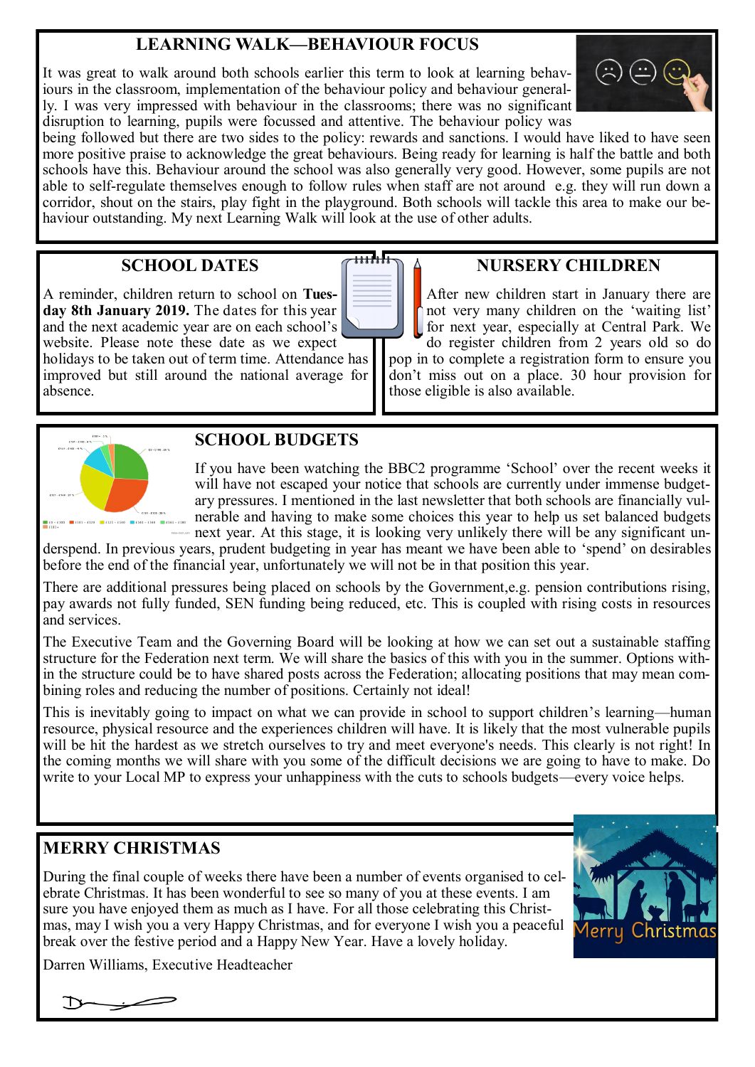## LEARNING WALK—BEHAVIOUR FOCUS

It was great to walk around both schools earlier this term to look at learning behaviours in the classroom, implementation of the behaviour policy and behaviour generally. I was very impressed with behaviour in the classrooms; there was no significant disruption to learning, pupils were focussed and attentive. The behaviour policy was being followed but there are two sides to the policy: rewards and sanctions. I would have liked to have seen more positive praise to acknowledge the great behaviours. Being ready for learning is half the battle and both schools have this. Behaviour around the school was also generally very good. However, some pupils are not able to self-regulate themselves enough to follow rules when staff are not around e.g. they will run down a corridor, shout on the stairs, play fight in the playground. Both schools will tackle this area to make our behaviour outstanding. My next Learning Walk will look at the use of other adults.

## SCHOOL DATES

A reminder, children return to school on **Tuesday 8th January 2019.** The dates for this year and the next academic year are on each school's website. Please note these date as we expect holidays to be taken out of term time. Attendance has improved but still around the national average for absence.

## NURSERY CHILDREN

After new children start in January there are not very many children on the 'waiting list' for next year, especially at Central Park. We do register children from 2 years old so do pop in to complete a registration form to ensure you don't miss out on a place. 30 hour provision for those eligible is also available.

## SCHOOL BUDGETS

If you have been watching the BBC2 programme 'School' over the recent weeks it will have not escaped your notice that schools are currently under immense budgetary pressures. I mentioned in the last newsletter that both schools are financially vulnerable and having to make some choices this year to help us set balanced budgets next year. At this stage, it is looking very unlikely there will be any significant underspend. In previous years, prudent budgeting in year has meant we have been able to 'spend' on desirables before the end of the financial year, unfortunately we will not be in that position this year.

There are additional pressures being placed on schools by the Government,e.g. pension contributions rising, pay awards not fully funded, SEN funding being reduced, etc. This is coupled with rising costs in resources and services.

The Executive Team and the Governing Board will be looking at how we can set out a sustainable staffing structure for the Federation next term. We will share the basics of this with you in the summer. Options within the structure could be to have shared posts across the Federation; allocating positions that may mean combining roles and reducing the number of positions. Certainly not ideal!

This is inevitably going to impact on what we can provide in school to support children's learning—human resource, physical resource and the experiences children will have. It is likely that the most vulnerable pupils will be hit the hardest as we stretch ourselves to try and meet everyone's needs. This clearly is not right! In the coming months we will share with you some of the difficult decisions we are going to have to make. Do write to your Local MP to express your unhappiness with the cuts to schools budgets—every voice helps.

## MERRY CHRISTMAS

During the final couple of weeks there have been a number of events organised to celebrate Christmas. It has been wonderful to see so many of you at these events. I am sure you have enjoyed them as much as I have. For all those celebrating this Christmas, may I wish you a very Happy Christmas, and for everyone I wish you a peaceful break over the festive period and a Happy New Year. Have a lovely holiday.

Darren Williams, Executive Headteacher